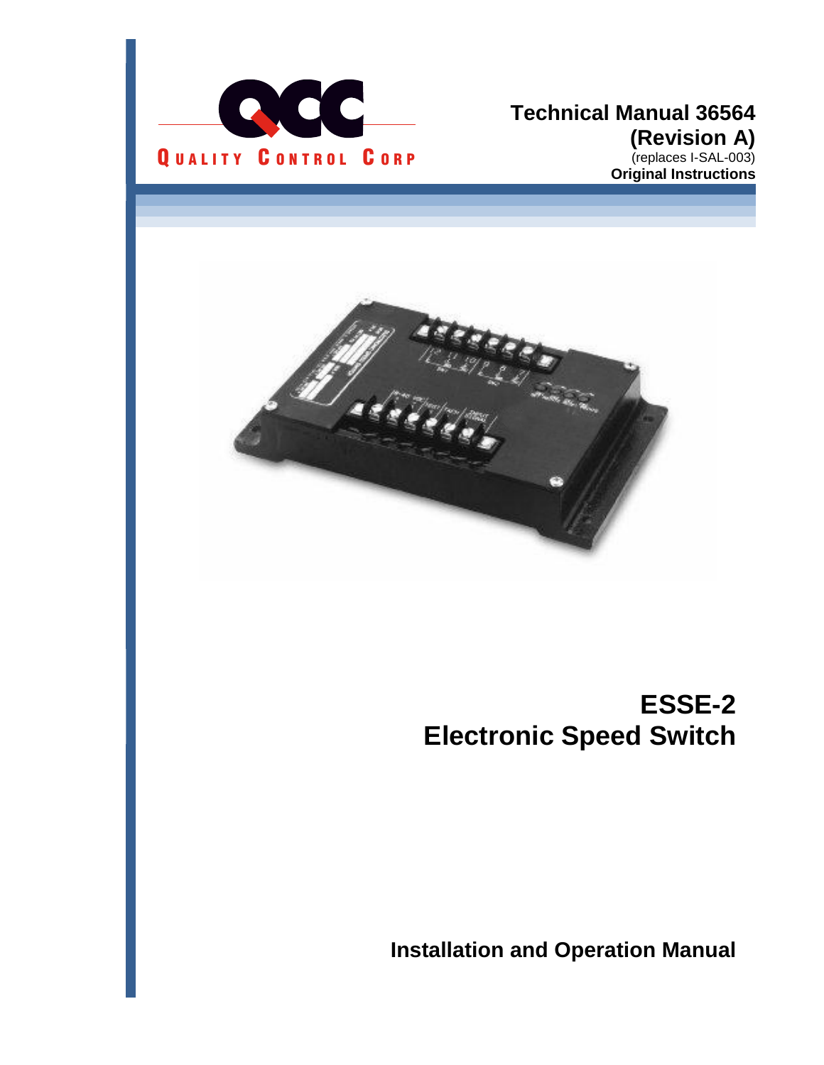QUALITY CONTROL CORP

**Technical Manual 36564**
**(Revision A)**
(replaces I-SAL-003)
**Original Instructions**

# ESSE-2
# Electronic Speed Switch

## Installation and Operation Manual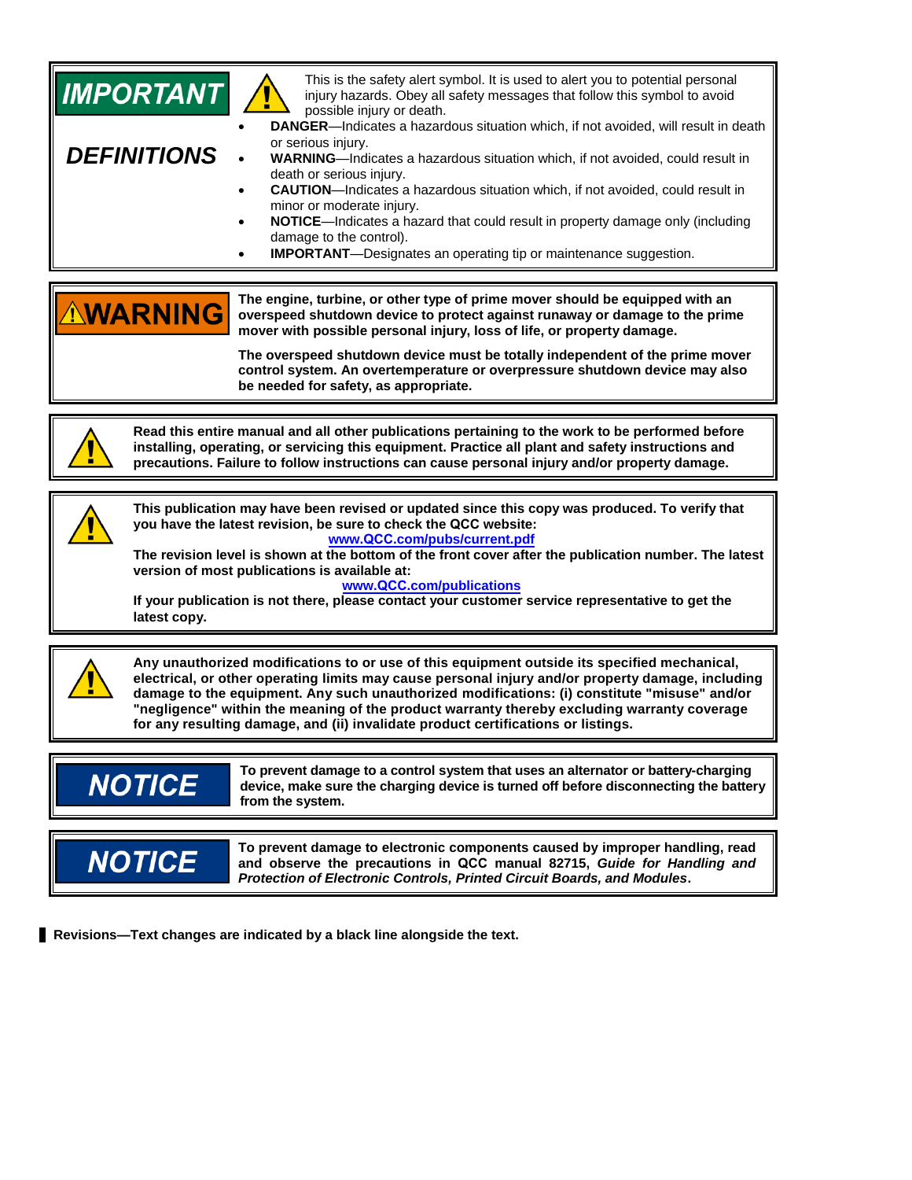**IMPORTANT DEFINITIONS**

This is the safety alert symbol. It is used to alert you to potential personal injury hazards. Obey all safety messages that follow this symbol to avoid possible injury or death.

- **DANGER**—Indicates a hazardous situation which, if not avoided, will result in death or serious injury.
- **WARNING**—Indicates a hazardous situation which, if not avoided, could result in death or serious injury.
- **CAUTION**—Indicates a hazardous situation which, if not avoided, could result in minor or moderate injury.
- **NOTICE**—Indicates a hazard that could result in property damage only (including damage to the control).
- **IMPORTANT**—Designates an operating tip or maintenance suggestion.

**WARNING**

**The engine, turbine, or other type of prime mover should be equipped with an overspeed shutdown device to protect against runaway or damage to the prime mover with possible personal injury, loss of life, or property damage.**

**The overspeed shutdown device must be totally independent of the prime mover control system. An overtemperature or overpressure shutdown device may also be needed for safety, as appropriate.**

**Read this entire manual and all other publications pertaining to the work to be performed before installing, operating, or servicing this equipment. Practice all plant and safety instructions and precautions. Failure to follow instructions can cause personal injury and/or property damage.**

**This publication may have been revised or updated since this copy was produced. To verify that you have the latest revision, be sure to check the QCC website:**
**www.QCC.com/pubs/current.pdf**
**The revision level is shown at the bottom of the front cover after the publication number. The latest version of most publications is available at:**
**www.QCC.com/publications**
**If your publication is not there, please contact your customer service representative to get the latest copy.**

**Any unauthorized modifications to or use of this equipment outside its specified mechanical, electrical, or other operating limits may cause personal injury and/or property damage, including damage to the equipment. Any such unauthorized modifications: (i) constitute "misuse" and/or "negligence" within the meaning of the product warranty thereby excluding warranty coverage for any resulting damage, and (ii) invalidate product certifications or listings.**

**NOTICE**

**To prevent damage to a control system that uses an alternator or battery-charging device, make sure the charging device is turned off before disconnecting the battery from the system.**

**NOTICE**

**To prevent damage to electronic components caused by improper handling, read and observe the precautions in QCC manual 82715, *Guide for Handling and Protection of Electronic Controls, Printed Circuit Boards, and Modules*.**

**Revisions—Text changes are indicated by a black line alongside the text.**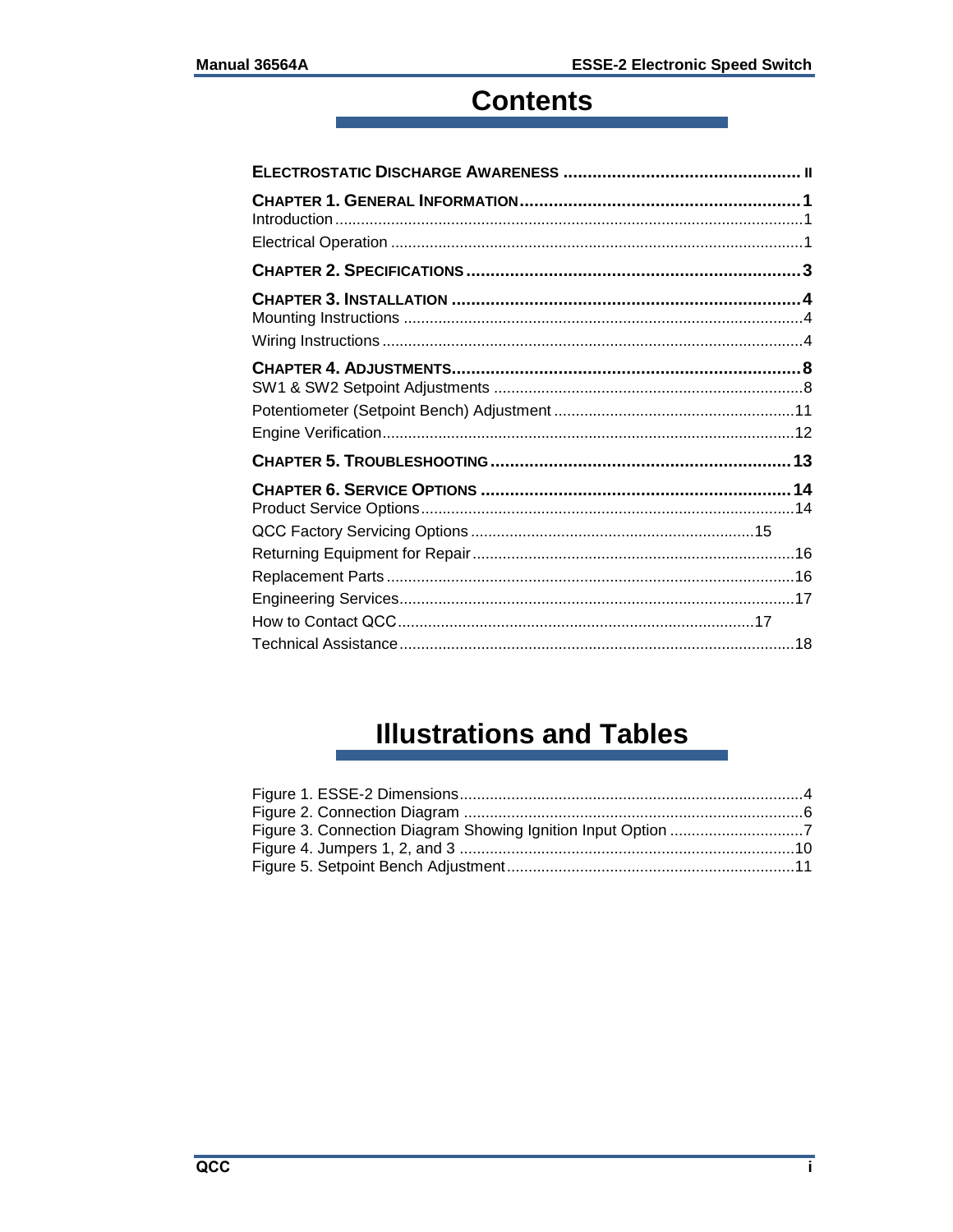# Contents

**ELECTROSTATIC DISCHARGE AWARENESS ................................................ II**

**CHAPTER 1. GENERAL INFORMATION.......................................................... 1**
Introduction........................................................................................................1
Electrical Operation ..........................................................................................1

**CHAPTER 2. SPECIFICATIONS..................................................................... 3**

**CHAPTER 3. INSTALLATION ........................................................................ 4**
Mounting Instructions ........................................................................................4
Wiring Instructions .............................................................................................4

**CHAPTER 4. ADJUSTMENTS......................................................................... 8**
SW1 & SW2 Setpoint Adjustments ....................................................................8
Potentiometer (Setpoint Bench) Adjustment ....................................................11
Engine Verification............................................................................................12

**CHAPTER 5. TROUBLESHOOTING ............................................................. 13**

**CHAPTER 6. SERVICE OPTIONS ................................................................ 14**
Product Service Options...................................................................................14
QCC Factory Servicing Options .................................................................15
Returning Equipment for Repair.......................................................................16
Replacement Parts ..........................................................................................16
Engineering Services........................................................................................17
How to Contact QCC.................................................................................17
Technical Assistance........................................................................................18

# Illustrations and Tables

Figure 1. ESSE-2 Dimensions...........................................................................4
Figure 2. Connection Diagram ..........................................................................6
Figure 3. Connection Diagram Showing Ignition Input Option ...........................7
Figure 4. Jumpers 1, 2, and 3 ..........................................................................10
Figure 5. Setpoint Bench Adjustment...............................................................11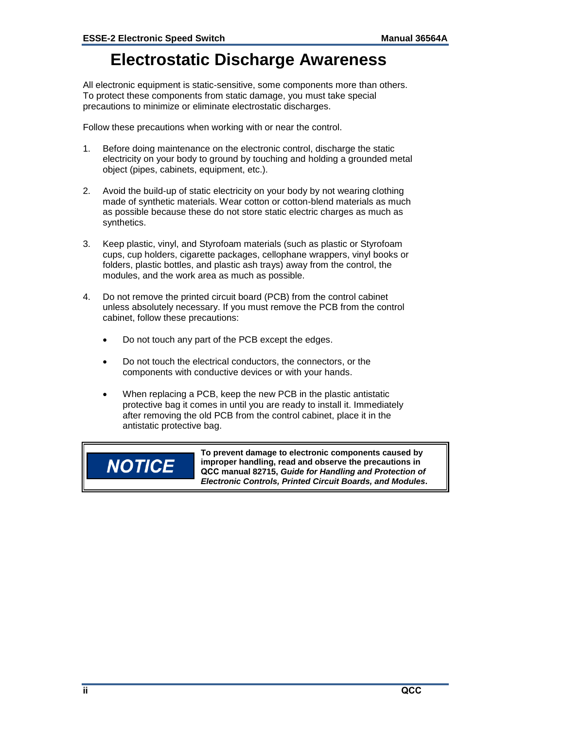# Electrostatic Discharge Awareness

All electronic equipment is static-sensitive, some components more than others. To protect these components from static damage, you must take special precautions to minimize or eliminate electrostatic discharges.

Follow these precautions when working with or near the control.

1. Before doing maintenance on the electronic control, discharge the static electricity on your body to ground by touching and holding a grounded metal object (pipes, cabinets, equipment, etc.).

2. Avoid the build-up of static electricity on your body by not wearing clothing made of synthetic materials. Wear cotton or cotton-blend materials as much as possible because these do not store static electric charges as much as synthetics.

3. Keep plastic, vinyl, and Styrofoam materials (such as plastic or Styrofoam cups, cup holders, cigarette packages, cellophane wrappers, vinyl books or folders, plastic bottles, and plastic ash trays) away from the control, the modules, and the work area as much as possible.

4. Do not remove the printed circuit board (PCB) from the control cabinet unless absolutely necessary. If you must remove the PCB from the control cabinet, follow these precautions:

    - Do not touch any part of the PCB except the edges.

    - Do not touch the electrical conductors, the connectors, or the components with conductive devices or with your hands.

    - When replacing a PCB, keep the new PCB in the plastic antistatic protective bag it comes in until you are ready to install it. Immediately after removing the old PCB from the control cabinet, place it in the antistatic protective bag.

| NOTICE | **To prevent damage to electronic components caused by improper handling, read and observe the precautions in QCC manual 82715, *Guide for Handling and Protection of Electronic Controls, Printed Circuit Boards, and Modules*.** |
|---|---|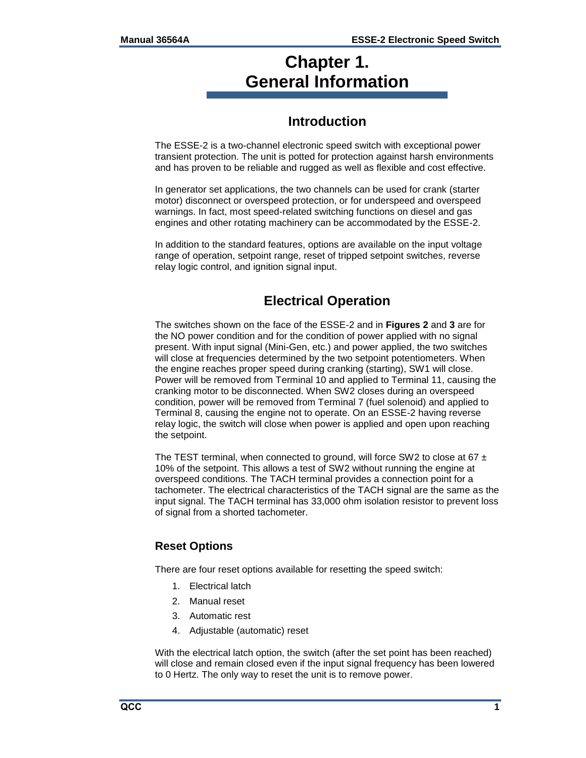# Chapter 1.
# General Information

## Introduction

The ESSE-2 is a two-channel electronic speed switch with exceptional power transient protection. The unit is potted for protection against harsh environments and has proven to be reliable and rugged as well as flexible and cost effective.

In generator set applications, the two channels can be used for crank (starter motor) disconnect or overspeed protection, or for underspeed and overspeed warnings. In fact, most speed-related switching functions on diesel and gas engines and other rotating machinery can be accommodated by the ESSE-2.

In addition to the standard features, options are available on the input voltage range of operation, setpoint range, reset of tripped setpoint switches, reverse relay logic control, and ignition signal input.

## Electrical Operation

The switches shown on the face of the ESSE-2 and in **Figures 2** and **3** are for the NO power condition and for the condition of power applied with no signal present. With input signal (Mini-Gen, etc.) and power applied, the two switches will close at frequencies determined by the two setpoint potentiometers. When the engine reaches proper speed during cranking (starting), SW1 will close. Power will be removed from Terminal 10 and applied to Terminal 11, causing the cranking motor to be disconnected. When SW2 closes during an overspeed condition, power will be removed from Terminal 7 (fuel solenoid) and applied to Terminal 8, causing the engine not to operate. On an ESSE-2 having reverse relay logic, the switch will close when power is applied and open upon reaching the setpoint.

The TEST terminal, when connected to ground, will force SW2 to close at 67 ± 10% of the setpoint. This allows a test of SW2 without running the engine at overspeed conditions. The TACH terminal provides a connection point for a tachometer. The electrical characteristics of the TACH signal are the same as the input signal. The TACH terminal has 33,000 ohm isolation resistor to prevent loss of signal from a shorted tachometer.

### Reset Options

There are four reset options available for resetting the speed switch:

1. Electrical latch
2. Manual reset
3. Automatic rest
4. Adjustable (automatic) reset

With the electrical latch option, the switch (after the set point has been reached) will close and remain closed even if the input signal frequency has been lowered to 0 Hertz. The only way to reset the unit is to remove power.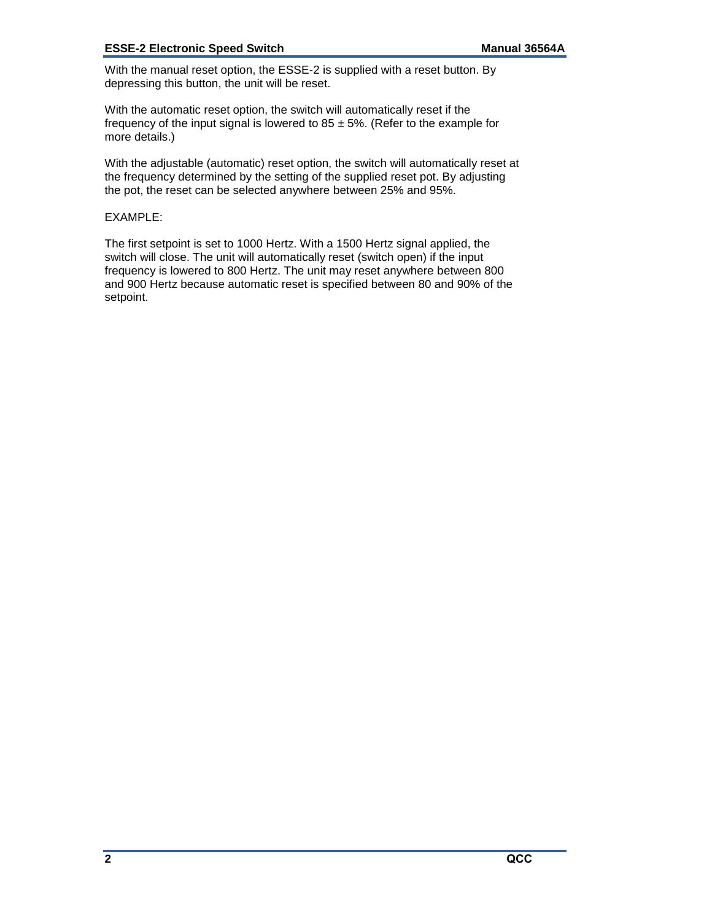With the manual reset option, the ESSE-2 is supplied with a reset button. By depressing this button, the unit will be reset.

With the automatic reset option, the switch will automatically reset if the frequency of the input signal is lowered to 85 ± 5%. (Refer to the example for more details.)

With the adjustable (automatic) reset option, the switch will automatically reset at the frequency determined by the setting of the supplied reset pot. By adjusting the pot, the reset can be selected anywhere between 25% and 95%.

EXAMPLE:

The first setpoint is set to 1000 Hertz. With a 1500 Hertz signal applied, the switch will close. The unit will automatically reset (switch open) if the input frequency is lowered to 800 Hertz. The unit may reset anywhere between 800 and 900 Hertz because automatic reset is specified between 80 and 90% of the setpoint.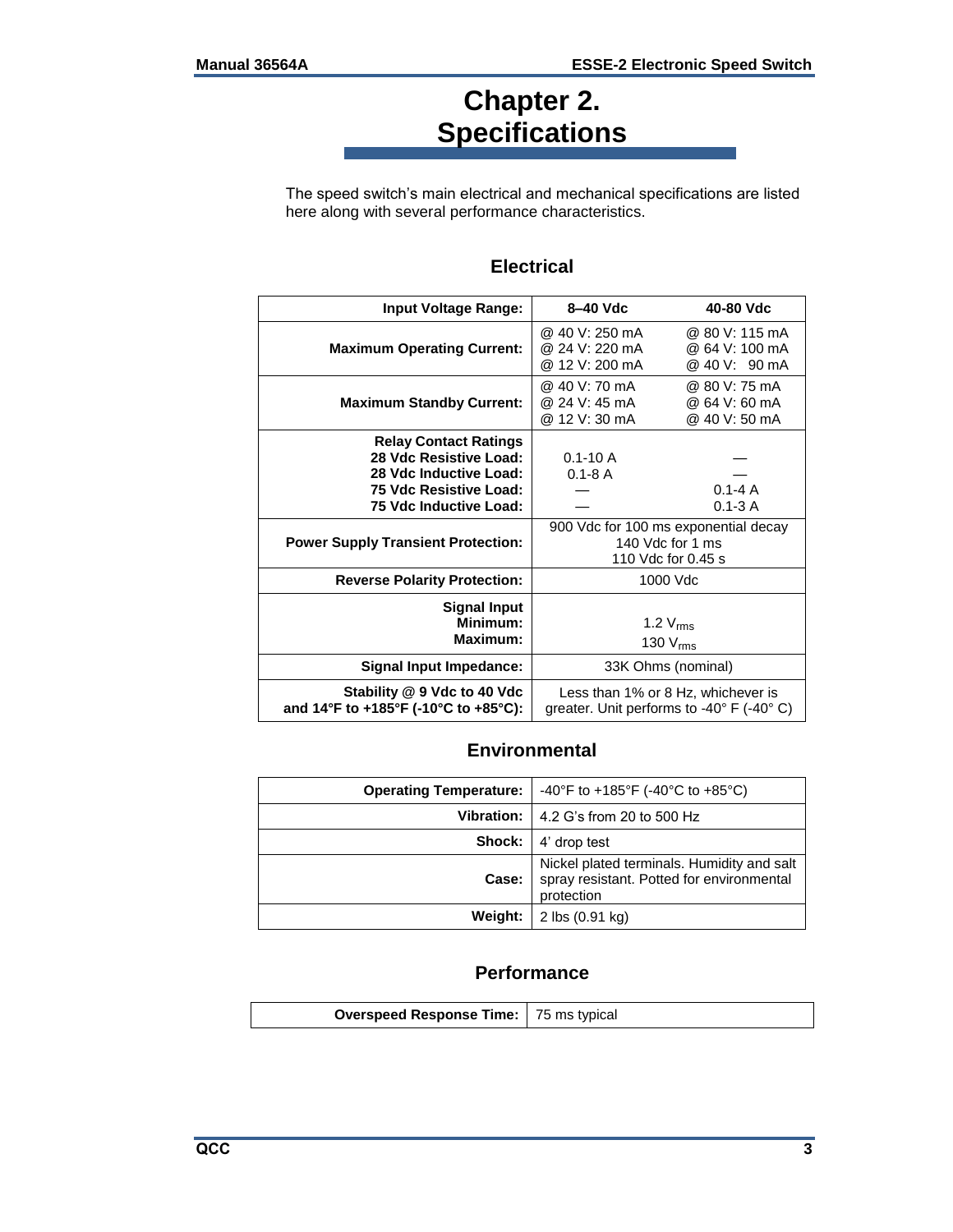# Chapter 2. Specifications

The speed switch's main electrical and mechanical specifications are listed here along with several performance characteristics.

## Electrical

| **Input Voltage Range:** | **8–40 Vdc** | **40-80 Vdc** |
|---|---|---|
| **Maximum Operating Current:** | @ 40 V: 250 mA<br>@ 24 V: 220 mA<br>@ 12 V: 200 mA | @ 80 V: 115 mA<br>@ 64 V: 100 mA<br>@ 40 V: 90 mA |
| **Maximum Standby Current:** | @ 40 V: 70 mA<br>@ 24 V: 45 mA<br>@ 12 V: 30 mA | @ 80 V: 75 mA<br>@ 64 V: 60 mA<br>@ 40 V: 50 mA |
| **Relay Contact Ratings**<br>**28 Vdc Resistive Load:**<br>**28 Vdc Inductive Load:**<br>**75 Vdc Resistive Load:**<br>**75 Vdc Inductive Load:** | <br>0.1-10 A<br>0.1-8 A<br>—<br>— | <br>—<br>—<br>0.1-4 A<br>0.1-3 A |
| **Power Supply Transient Protection:** | 900 Vdc for 100 ms exponential decay<br>140 Vdc for 1 ms<br>110 Vdc for 0.45 s | |
| **Reverse Polarity Protection:** | 1000 Vdc | |
| **Signal Input**<br>**Minimum:**<br>**Maximum:** | <br>1.2 $V_{rms}$<br>130 $V_{rms}$ | |
| **Signal Input Impedance:** | 33K Ohms (nominal) | |
| **Stability @ 9 Vdc to 40 Vdc and 14°F to +185°F (-10°C to +85°C):** | Less than 1% or 8 Hz, whichever is greater. Unit performs to -40° F (-40° C) | |

## Environmental

| | |
|---|---|
| **Operating Temperature:** | -40°F to +185°F (-40°C to +85°C) |
| **Vibration:** | 4.2 G's from 20 to 500 Hz |
| **Shock:** | 4' drop test |
| **Case:** | Nickel plated terminals. Humidity and salt spray resistant. Potted for environmental protection |
| **Weight:** | 2 lbs (0.91 kg) |

## Performance

| | |
|---|---|
| **Overspeed Response Time:** | 75 ms typical |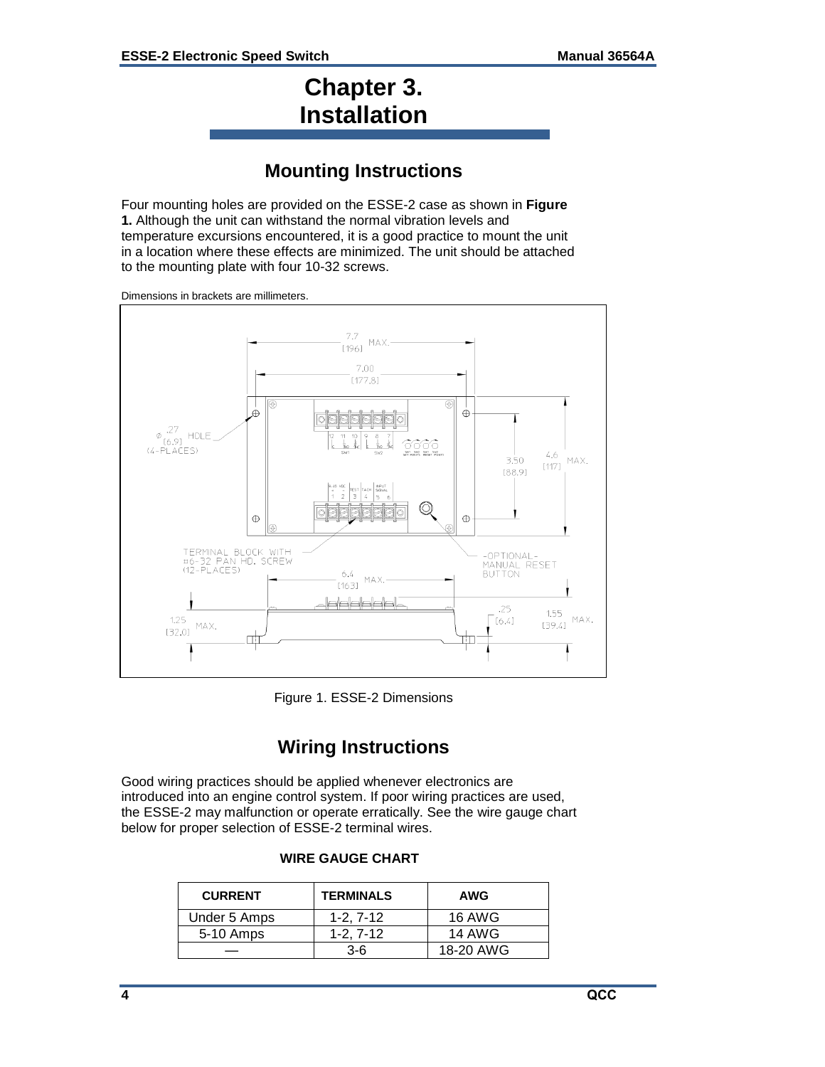# Chapter 3. Installation

## Mounting Instructions

Four mounting holes are provided on the ESSE-2 case as shown in **Figure 1.** Although the unit can withstand the normal vibration levels and temperature excursions encountered, it is a good practice to mount the unit in a location where these effects are minimized. The unit should be attached to the mounting plate with four 10-32 screws.

Dimensions in brackets are millimeters.

Figure 1. ESSE-2 Dimensions

## Wiring Instructions

Good wiring practices should be applied whenever electronics are introduced into an engine control system. If poor wiring practices are used, the ESSE-2 may malfunction or operate erratically. See the wire gauge chart below for proper selection of ESSE-2 terminal wires.

**WIRE GAUGE CHART**

| CURRENT | TERMINALS | AWG |
|---|---|---|
| Under 5 Amps | 1-2, 7-12 | 16 AWG |
| 5-10 Amps | 1-2, 7-12 | 14 AWG |
| — | 3-6 | 18-20 AWG |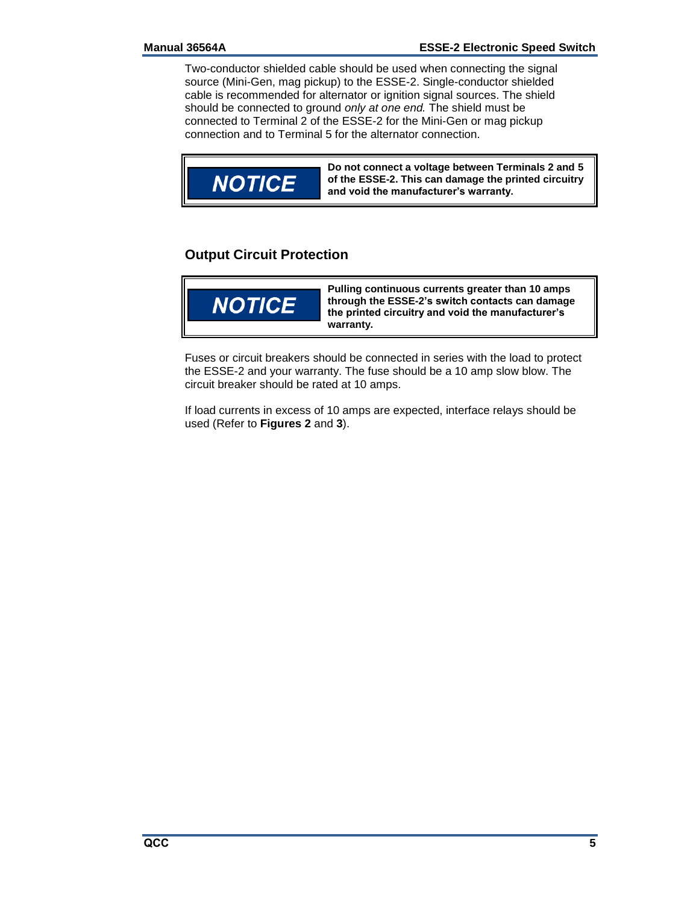Two-conductor shielded cable should be used when connecting the signal source (Mini-Gen, mag pickup) to the ESSE-2. Single-conductor shielded cable is recommended for alternator or ignition signal sources. The shield should be connected to ground *only at one end.* The shield must be connected to Terminal 2 of the ESSE-2 for the Mini-Gen or mag pickup connection and to Terminal 5 for the alternator connection.

> **NOTICE**
>
> **Do not connect a voltage between Terminals 2 and 5 of the ESSE-2. This can damage the printed circuitry and void the manufacturer's warranty.**

## Output Circuit Protection

> **NOTICE**
>
> **Pulling continuous currents greater than 10 amps through the ESSE-2's switch contacts can damage the printed circuitry and void the manufacturer's warranty.**

Fuses or circuit breakers should be connected in series with the load to protect the ESSE-2 and your warranty. The fuse should be a 10 amp slow blow. The circuit breaker should be rated at 10 amps.

If load currents in excess of 10 amps are expected, interface relays should be used (Refer to **Figures 2** and **3**).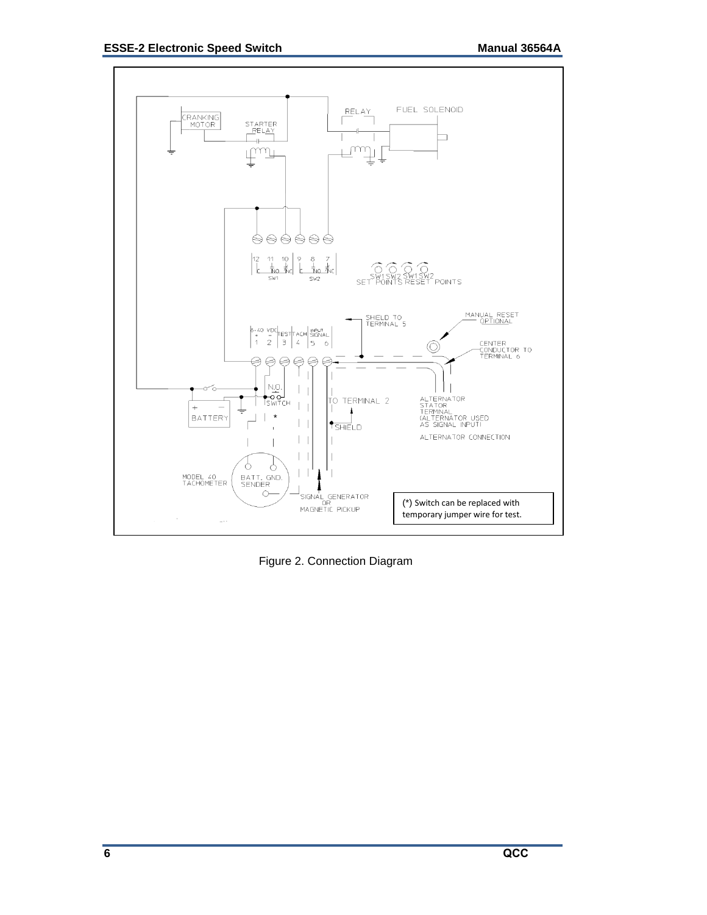(*) Switch can be replaced with temporary jumper wire for test.

Figure 2. Connection Diagram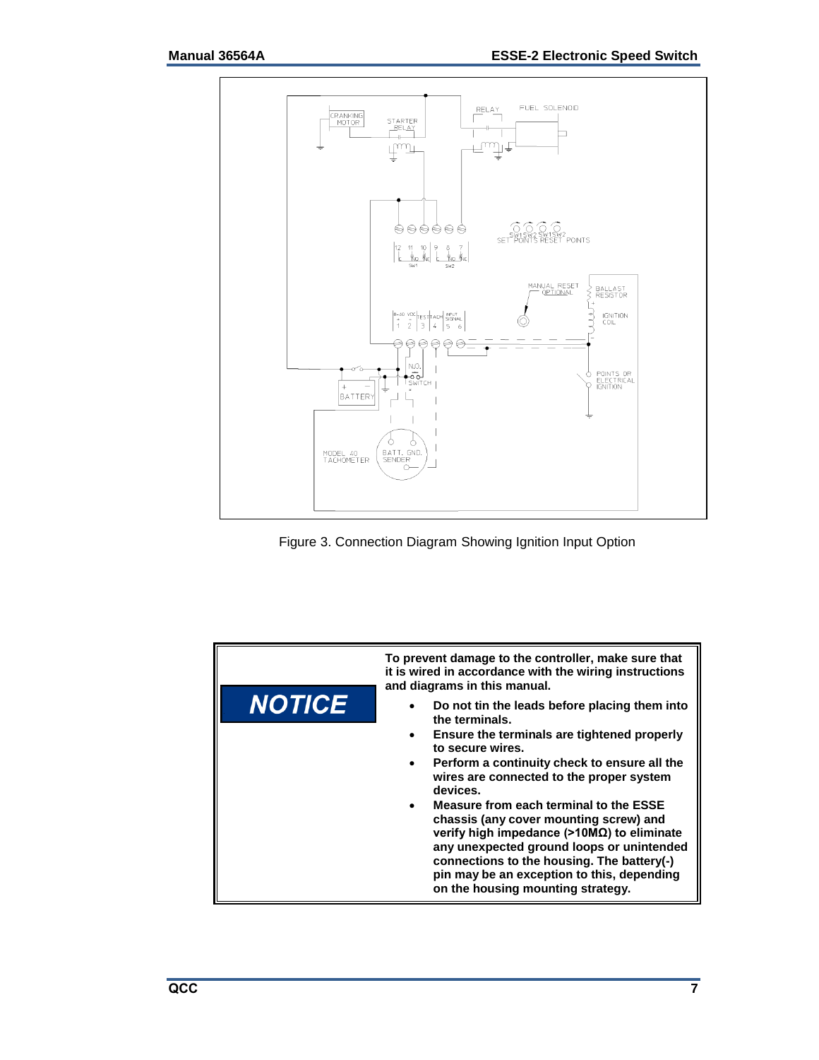Figure 3. Connection Diagram Showing Ignition Input Option

**NOTICE**

**To prevent damage to the controller, make sure that it is wired in accordance with the wiring instructions and diagrams in this manual.**

- **Do not tin the leads before placing them into the terminals.**
- **Ensure the terminals are tightened properly to secure wires.**
- **Perform a continuity check to ensure all the wires are connected to the proper system devices.**
- **Measure from each terminal to the ESSE chassis (any cover mounting screw) and verify high impedance (>10MΩ) to eliminate any unexpected ground loops or unintended connections to the housing. The battery(-) pin may be an exception to this, depending on the housing mounting strategy.**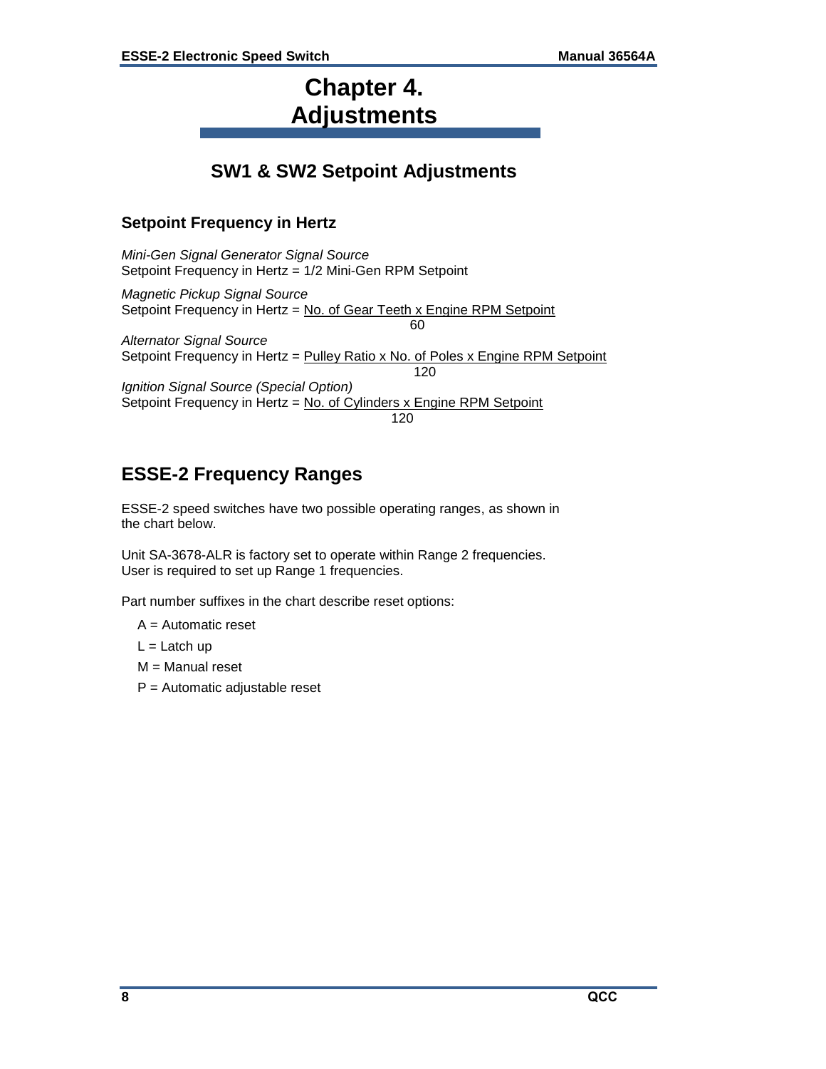# Chapter 4. Adjustments

## SW1 & SW2 Setpoint Adjustments

### Setpoint Frequency in Hertz

*Mini-Gen Signal Generator Signal Source*
Setpoint Frequency in Hertz = 1/2 Mini-Gen RPM Setpoint

*Magnetic Pickup Signal Source*

$$\text{Setpoint Frequency in Hertz} = \frac{\text{No. of Gear Teeth} \times \text{Engine RPM Setpoint}}{60}$$

*Alternator Signal Source*

$$\text{Setpoint Frequency in Hertz} = \frac{\text{Pulley Ratio} \times \text{No. of Poles} \times \text{Engine RPM Setpoint}}{120}$$

*Ignition Signal Source (Special Option)*

$$\text{Setpoint Frequency in Hertz} = \frac{\text{No. of Cylinders} \times \text{Engine RPM Setpoint}}{120}$$

## ESSE-2 Frequency Ranges

ESSE-2 speed switches have two possible operating ranges, as shown in the chart below.

Unit SA-3678-ALR is factory set to operate within Range 2 frequencies. User is required to set up Range 1 frequencies.

Part number suffixes in the chart describe reset options:

- A = Automatic reset
- L = Latch up
- M = Manual reset
- P = Automatic adjustable reset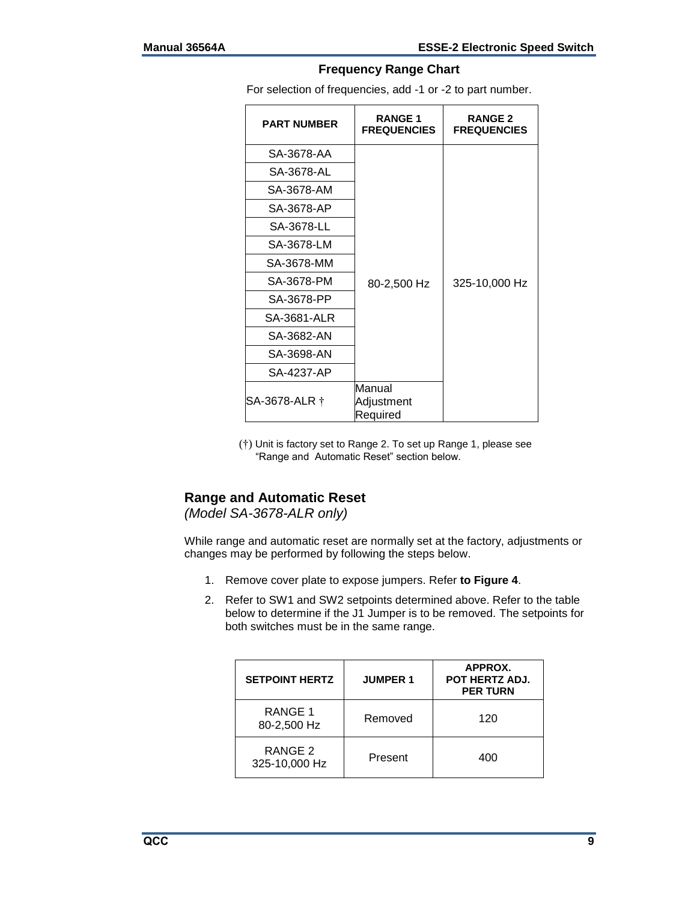### Frequency Range Chart

For selection of frequencies, add -1 or -2 to part number.

| PART NUMBER | RANGE 1 FREQUENCIES | RANGE 2 FREQUENCIES |
|---|---|---|
| SA-3678-AA | 80-2,500 Hz | 325-10,000 Hz |
| SA-3678-AL | | |
| SA-3678-AM | | |
| SA-3678-AP | | |
| SA-3678-LL | | |
| SA-3678-LM | | |
| SA-3678-MM | | |
| SA-3678-PM | | |
| SA-3678-PP | | |
| SA-3681-ALR | | |
| SA-3682-AN | | |
| SA-3698-AN | | |
| SA-4237-AP | | |
| SA-3678-ALR † | Manual Adjustment Required | |

(†) Unit is factory set to Range 2. To set up Range 1, please see "Range and Automatic Reset" section below.

## Range and Automatic Reset

*(Model SA-3678-ALR only)*

While range and automatic reset are normally set at the factory, adjustments or changes may be performed by following the steps below.

1. Remove cover plate to expose jumpers. Refer **to Figure 4**.
2. Refer to SW1 and SW2 setpoints determined above. Refer to the table below to determine if the J1 Jumper is to be removed. The setpoints for both switches must be in the same range.

| SETPOINT HERTZ | JUMPER 1 | APPROX. POT HERTZ ADJ. PER TURN |
|---|---|---|
| RANGE 1 80-2,500 Hz | Removed | 120 |
| RANGE 2 325-10,000 Hz | Present | 400 |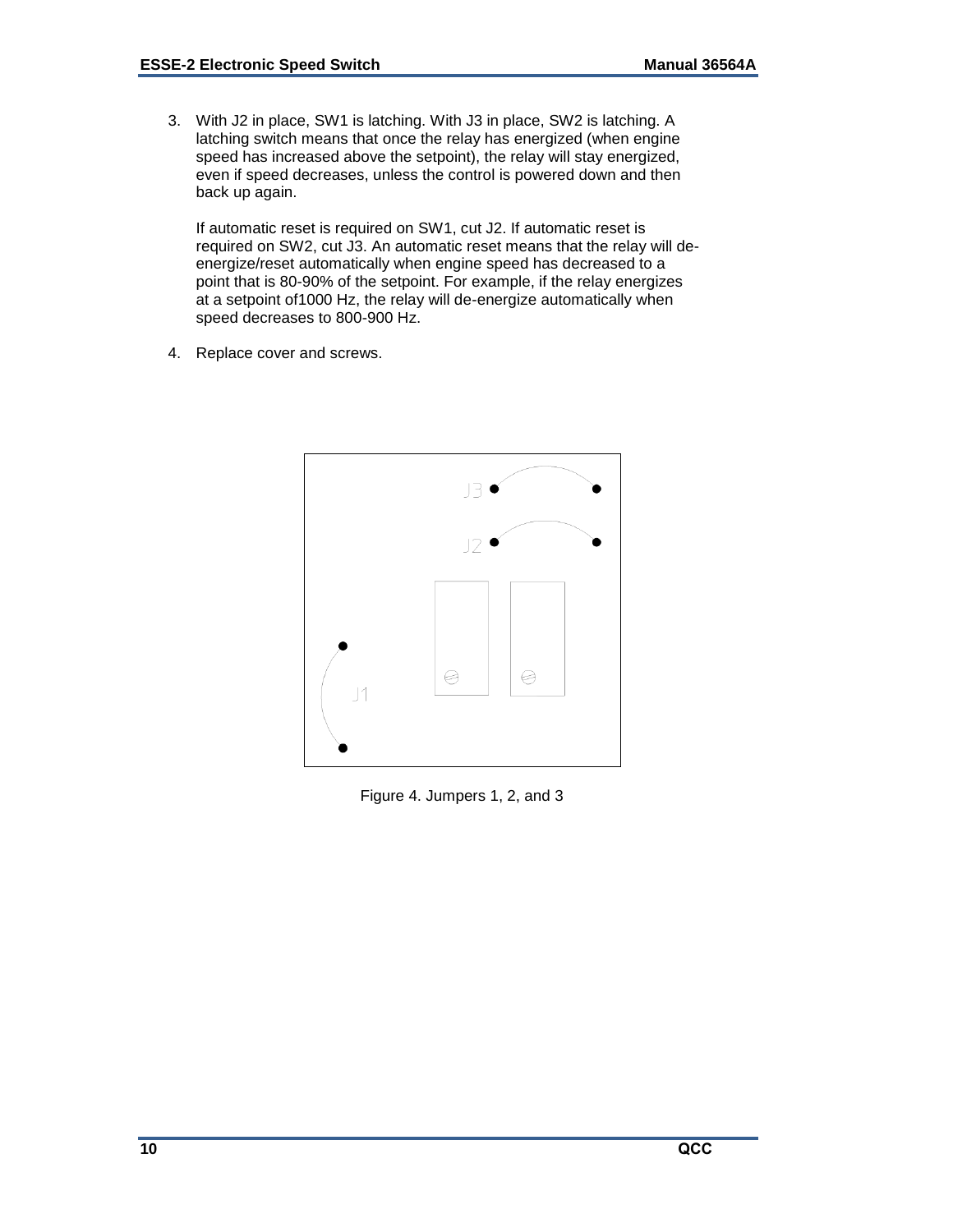3. With J2 in place, SW1 is latching. With J3 in place, SW2 is latching. A latching switch means that once the relay has energized (when engine speed has increased above the setpoint), the relay will stay energized, even if speed decreases, unless the control is powered down and then back up again.

   If automatic reset is required on SW1, cut J2. If automatic reset is required on SW2, cut J3. An automatic reset means that the relay will de-energize/reset automatically when engine speed has decreased to a point that is 80-90% of the setpoint. For example, if the relay energizes at a setpoint of1000 Hz, the relay will de-energize automatically when speed decreases to 800-900 Hz.

4. Replace cover and screws.

J3

J2

J1

Figure 4. Jumpers 1, 2, and 3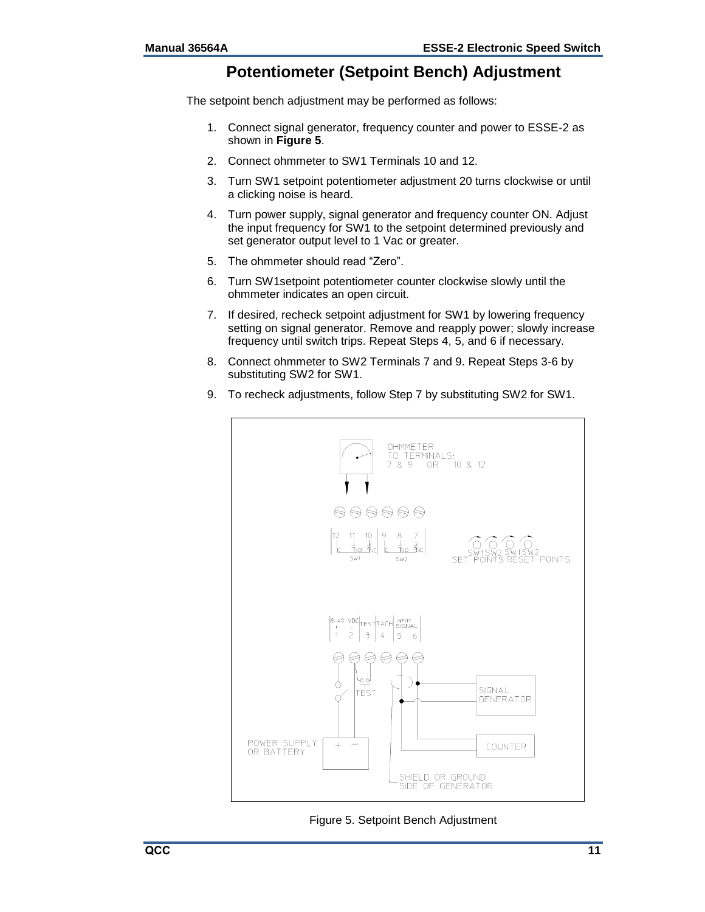# Potentiometer (Setpoint Bench) Adjustment

The setpoint bench adjustment may be performed as follows:

1. Connect signal generator, frequency counter and power to ESSE-2 as shown in **Figure 5**.
2. Connect ohmmeter to SW1 Terminals 10 and 12.
3. Turn SW1 setpoint potentiometer adjustment 20 turns clockwise or until a clicking noise is heard.
4. Turn power supply, signal generator and frequency counter ON. Adjust the input frequency for SW1 to the setpoint determined previously and set generator output level to 1 Vac or greater.
5. The ohmmeter should read "Zero".
6. Turn SW1setpoint potentiometer counter clockwise slowly until the ohmmeter indicates an open circuit.
7. If desired, recheck setpoint adjustment for SW1 by lowering frequency setting on signal generator. Remove and reapply power; slowly increase frequency until switch trips. Repeat Steps 4, 5, and 6 if necessary.
8. Connect ohmmeter to SW2 Terminals 7 and 9. Repeat Steps 3-6 by substituting SW2 for SW1.
9. To recheck adjustments, follow Step 7 by substituting SW2 for SW1.

Figure 5. Setpoint Bench Adjustment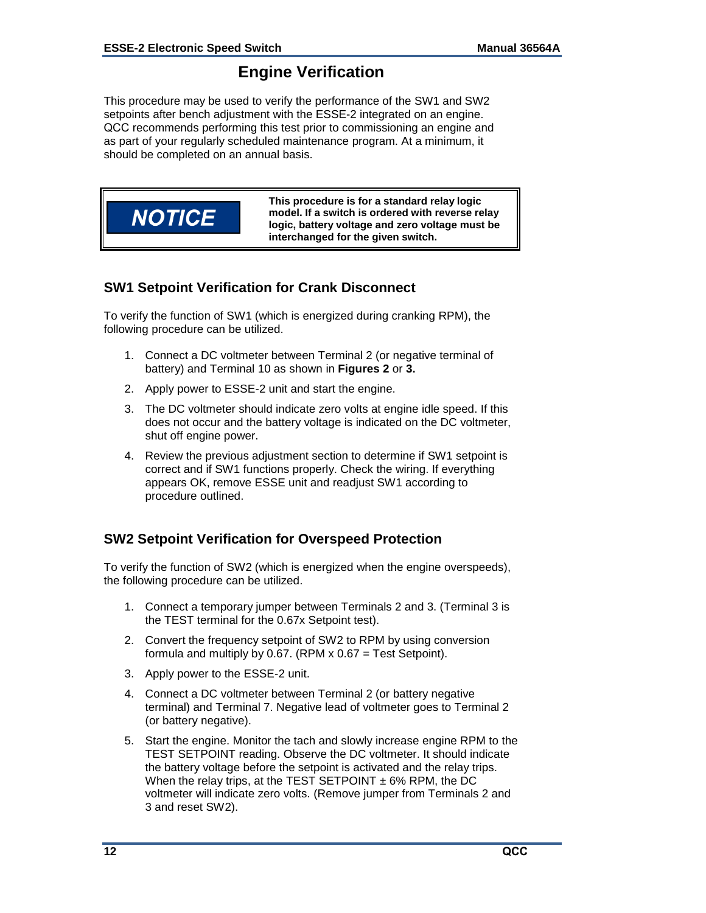# Engine Verification

This procedure may be used to verify the performance of the SW1 and SW2 setpoints after bench adjustment with the ESSE-2 integrated on an engine. QCC recommends performing this test prior to commissioning an engine and as part of your regularly scheduled maintenance program. At a minimum, it should be completed on an annual basis.

> **NOTICE**
>
> **This procedure is for a standard relay logic model. If a switch is ordered with reverse relay logic, battery voltage and zero voltage must be interchanged for the given switch.**

## SW1 Setpoint Verification for Crank Disconnect

To verify the function of SW1 (which is energized during cranking RPM), the following procedure can be utilized.

1. Connect a DC voltmeter between Terminal 2 (or negative terminal of battery) and Terminal 10 as shown in **Figures 2** or **3.**
2. Apply power to ESSE-2 unit and start the engine.
3. The DC voltmeter should indicate zero volts at engine idle speed. If this does not occur and the battery voltage is indicated on the DC voltmeter, shut off engine power.
4. Review the previous adjustment section to determine if SW1 setpoint is correct and if SW1 functions properly. Check the wiring. If everything appears OK, remove ESSE unit and readjust SW1 according to procedure outlined.

## SW2 Setpoint Verification for Overspeed Protection

To verify the function of SW2 (which is energized when the engine overspeeds), the following procedure can be utilized.

1. Connect a temporary jumper between Terminals 2 and 3. (Terminal 3 is the TEST terminal for the 0.67x Setpoint test).
2. Convert the frequency setpoint of SW2 to RPM by using conversion formula and multiply by 0.67. (RPM x 0.67 = Test Setpoint).
3. Apply power to the ESSE-2 unit.
4. Connect a DC voltmeter between Terminal 2 (or battery negative terminal) and Terminal 7. Negative lead of voltmeter goes to Terminal 2 (or battery negative).
5. Start the engine. Monitor the tach and slowly increase engine RPM to the TEST SETPOINT reading. Observe the DC voltmeter. It should indicate the battery voltage before the setpoint is activated and the relay trips. When the relay trips, at the TEST SETPOINT ± 6% RPM, the DC voltmeter will indicate zero volts. (Remove jumper from Terminals 2 and 3 and reset SW2).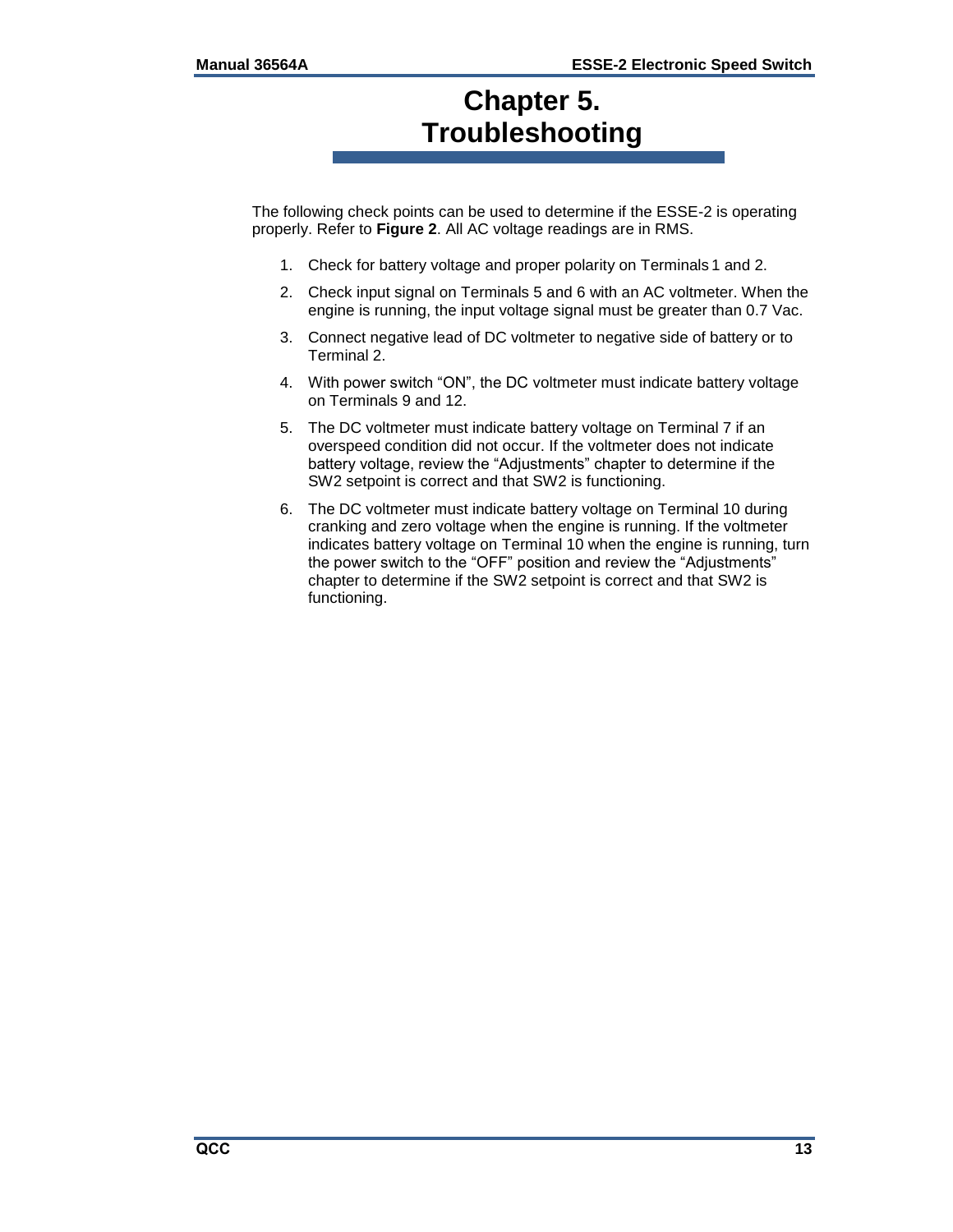# Chapter 5. Troubleshooting

The following check points can be used to determine if the ESSE-2 is operating properly. Refer to **Figure 2**. All AC voltage readings are in RMS.

1. Check for battery voltage and proper polarity on Terminals 1 and 2.
2. Check input signal on Terminals 5 and 6 with an AC voltmeter. When the engine is running, the input voltage signal must be greater than 0.7 Vac.
3. Connect negative lead of DC voltmeter to negative side of battery or to Terminal 2.
4. With power switch "ON", the DC voltmeter must indicate battery voltage on Terminals 9 and 12.
5. The DC voltmeter must indicate battery voltage on Terminal 7 if an overspeed condition did not occur. If the voltmeter does not indicate battery voltage, review the "Adjustments" chapter to determine if the SW2 setpoint is correct and that SW2 is functioning.
6. The DC voltmeter must indicate battery voltage on Terminal 10 during cranking and zero voltage when the engine is running. If the voltmeter indicates battery voltage on Terminal 10 when the engine is running, turn the power switch to the "OFF" position and review the "Adjustments" chapter to determine if the SW2 setpoint is correct and that SW2 is functioning.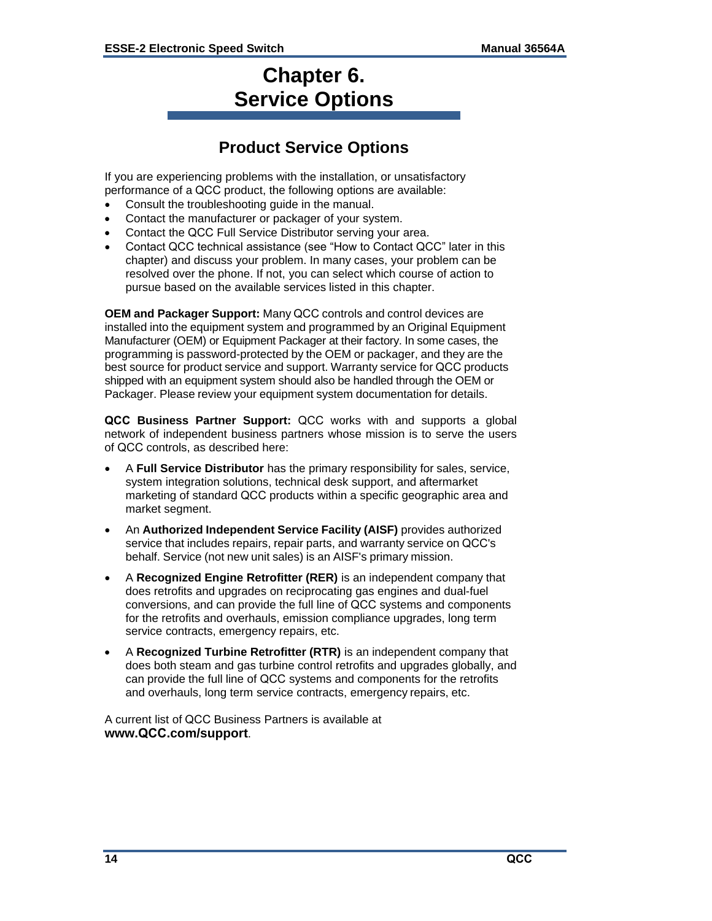# Chapter 6.
# Service Options

## Product Service Options

If you are experiencing problems with the installation, or unsatisfactory performance of a QCC product, the following options are available:

- Consult the troubleshooting guide in the manual.
- Contact the manufacturer or packager of your system.
- Contact the QCC Full Service Distributor serving your area.
- Contact QCC technical assistance (see “How to Contact QCC” later in this chapter) and discuss your problem. In many cases, your problem can be resolved over the phone. If not, you can select which course of action to pursue based on the available services listed in this chapter.

**OEM and Packager Support:** Many QCC controls and control devices are installed into the equipment system and programmed by an Original Equipment Manufacturer (OEM) or Equipment Packager at their factory. In some cases, the programming is password-protected by the OEM or packager, and they are the best source for product service and support. Warranty service for QCC products shipped with an equipment system should also be handled through the OEM or Packager. Please review your equipment system documentation for details.

**QCC Business Partner Support:** QCC works with and supports a global network of independent business partners whose mission is to serve the users of QCC controls, as described here:

- A **Full Service Distributor** has the primary responsibility for sales, service, system integration solutions, technical desk support, and aftermarket marketing of standard QCC products within a specific geographic area and market segment.
- An **Authorized Independent Service Facility (AISF)** provides authorized service that includes repairs, repair parts, and warranty service on QCC's behalf. Service (not new unit sales) is an AISF's primary mission.
- A **Recognized Engine Retrofitter (RER)** is an independent company that does retrofits and upgrades on reciprocating gas engines and dual-fuel conversions, and can provide the full line of QCC systems and components for the retrofits and overhauls, emission compliance upgrades, long term service contracts, emergency repairs, etc.
- A **Recognized Turbine Retrofitter (RTR)** is an independent company that does both steam and gas turbine control retrofits and upgrades globally, and can provide the full line of QCC systems and components for the retrofits and overhauls, long term service contracts, emergency repairs, etc.

A current list of QCC Business Partners is available at **www.QCC.com/support**.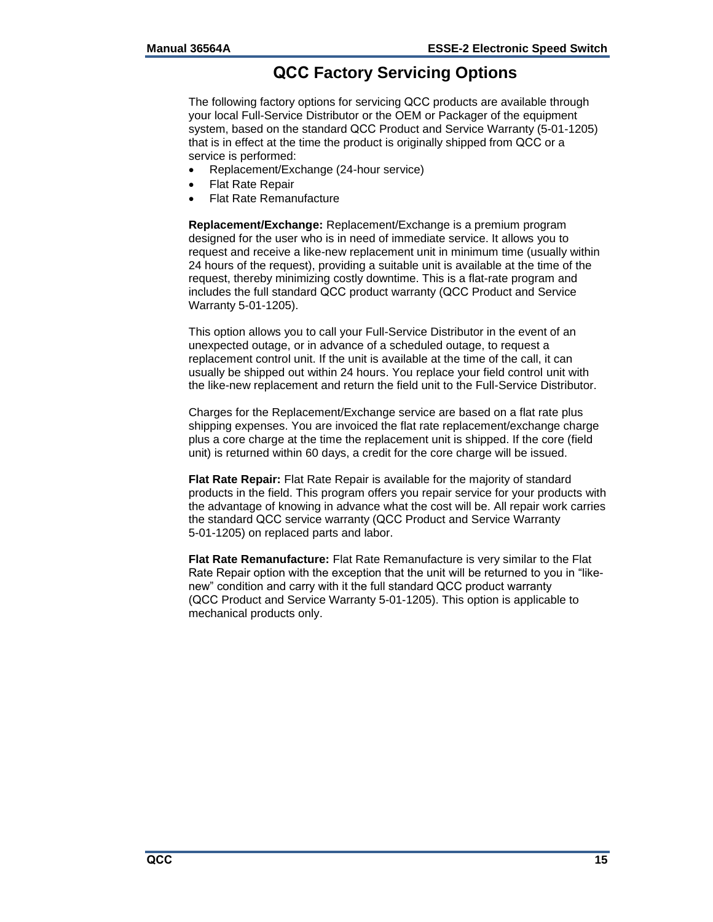# QCC Factory Servicing Options

The following factory options for servicing QCC products are available through your local Full-Service Distributor or the OEM or Packager of the equipment system, based on the standard QCC Product and Service Warranty (5-01-1205) that is in effect at the time the product is originally shipped from QCC or a service is performed:

- Replacement/Exchange (24-hour service)
- Flat Rate Repair
- Flat Rate Remanufacture

**Replacement/Exchange:** Replacement/Exchange is a premium program designed for the user who is in need of immediate service. It allows you to request and receive a like-new replacement unit in minimum time (usually within 24 hours of the request), providing a suitable unit is available at the time of the request, thereby minimizing costly downtime. This is a flat-rate program and includes the full standard QCC product warranty (QCC Product and Service Warranty 5-01-1205).

This option allows you to call your Full-Service Distributor in the event of an unexpected outage, or in advance of a scheduled outage, to request a replacement control unit. If the unit is available at the time of the call, it can usually be shipped out within 24 hours. You replace your field control unit with the like-new replacement and return the field unit to the Full-Service Distributor.

Charges for the Replacement/Exchange service are based on a flat rate plus shipping expenses. You are invoiced the flat rate replacement/exchange charge plus a core charge at the time the replacement unit is shipped. If the core (field unit) is returned within 60 days, a credit for the core charge will be issued.

**Flat Rate Repair:** Flat Rate Repair is available for the majority of standard products in the field. This program offers you repair service for your products with the advantage of knowing in advance what the cost will be. All repair work carries the standard QCC service warranty (QCC Product and Service Warranty 5-01-1205) on replaced parts and labor.

**Flat Rate Remanufacture:** Flat Rate Remanufacture is very similar to the Flat Rate Repair option with the exception that the unit will be returned to you in "like-new" condition and carry with it the full standard QCC product warranty (QCC Product and Service Warranty 5-01-1205). This option is applicable to mechanical products only.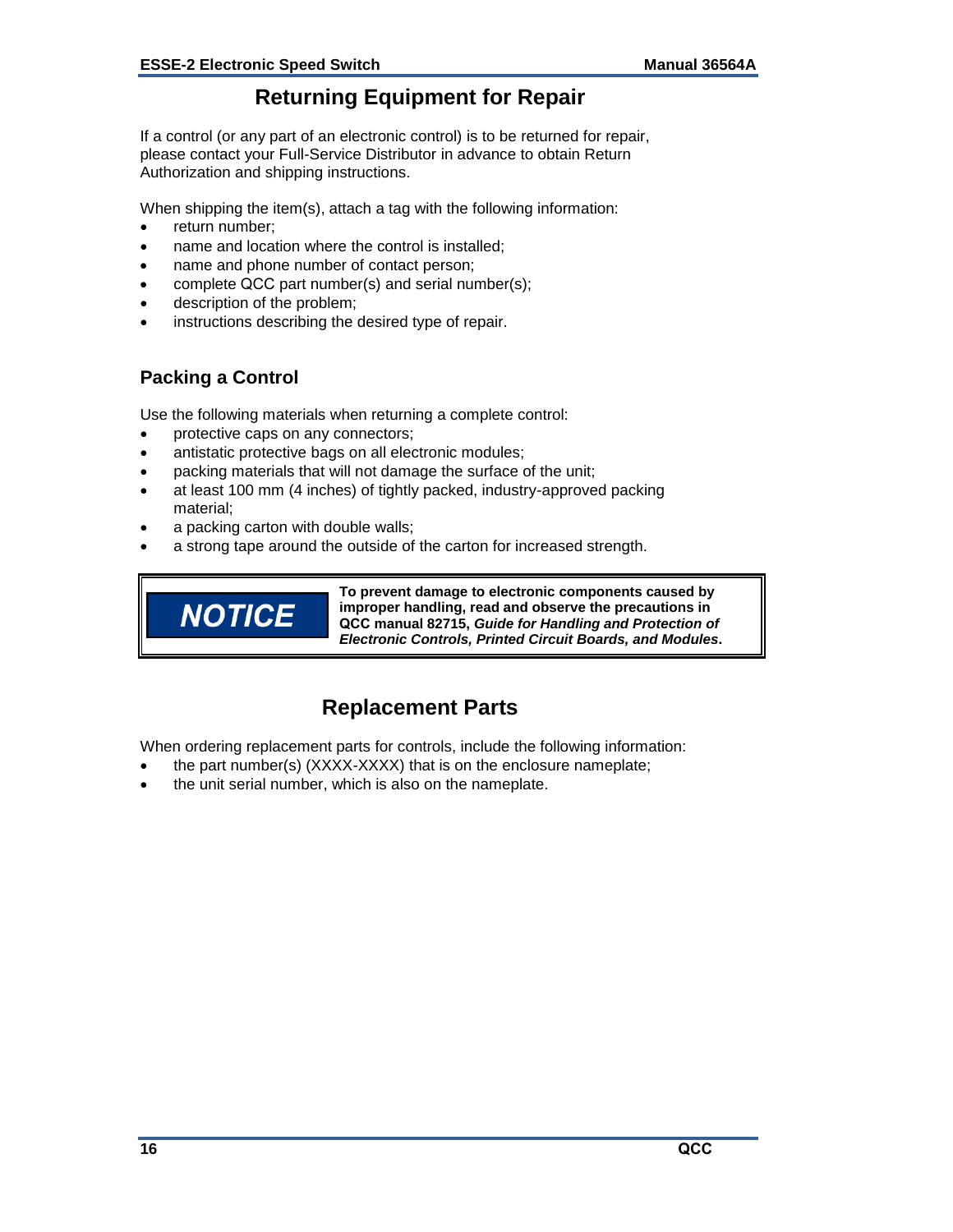# Returning Equipment for Repair

If a control (or any part of an electronic control) is to be returned for repair, please contact your Full-Service Distributor in advance to obtain Return Authorization and shipping instructions.

When shipping the item(s), attach a tag with the following information:

- return number;
- name and location where the control is installed;
- name and phone number of contact person;
- complete QCC part number(s) and serial number(s);
- description of the problem;
- instructions describing the desired type of repair.

## Packing a Control

Use the following materials when returning a complete control:

- protective caps on any connectors;
- antistatic protective bags on all electronic modules;
- packing materials that will not damage the surface of the unit;
- at least 100 mm (4 inches) of tightly packed, industry-approved packing material;
- a packing carton with double walls;
- a strong tape around the outside of the carton for increased strength.

**NOTICE**

**To prevent damage to electronic components caused by improper handling, read and observe the precautions in QCC manual 82715, *Guide for Handling and Protection of Electronic Controls, Printed Circuit Boards, and Modules*.**

# Replacement Parts

When ordering replacement parts for controls, include the following information:

- the part number(s) (XXXX-XXXX) that is on the enclosure nameplate;
- the unit serial number, which is also on the nameplate.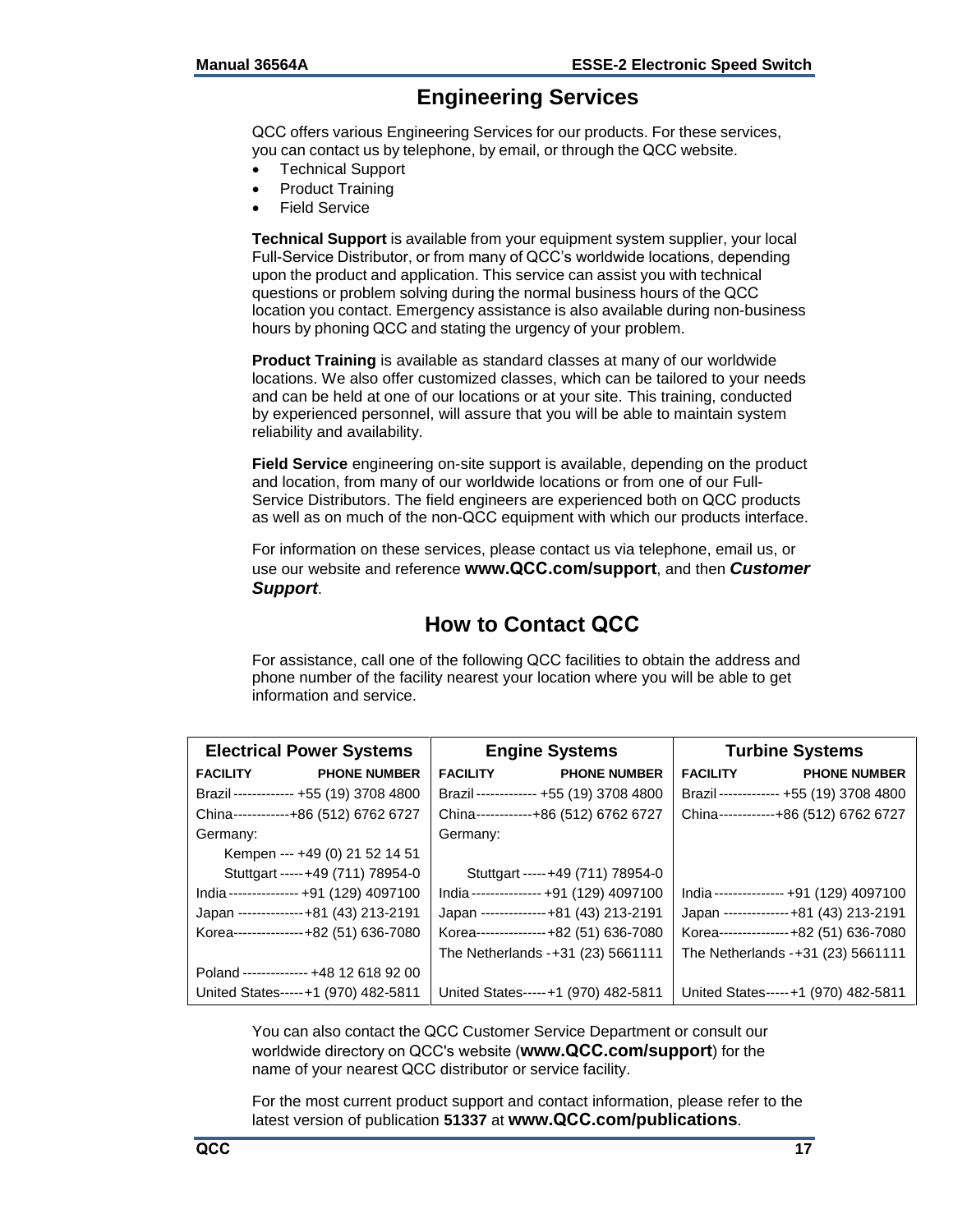## Engineering Services

QCC offers various Engineering Services for our products. For these services, you can contact us by telephone, by email, or through the QCC website.

- Technical Support
- Product Training
- Field Service

**Technical Support** is available from your equipment system supplier, your local Full-Service Distributor, or from many of QCC's worldwide locations, depending upon the product and application. This service can assist you with technical questions or problem solving during the normal business hours of the QCC location you contact. Emergency assistance is also available during non-business hours by phoning QCC and stating the urgency of your problem.

**Product Training** is available as standard classes at many of our worldwide locations. We also offer customized classes, which can be tailored to your needs and can be held at one of our locations or at your site. This training, conducted by experienced personnel, will assure that you will be able to maintain system reliability and availability.

**Field Service** engineering on-site support is available, depending on the product and location, from many of our worldwide locations or from one of our Full-Service Distributors. The field engineers are experienced both on QCC products as well as on much of the non-QCC equipment with which our products interface.

For information on these services, please contact us via telephone, email us, or use our website and reference **www.QCC.com/support**, and then ***Customer Support***.

## How to Contact QCC

For assistance, call one of the following QCC facilities to obtain the address and phone number of the facility nearest your location where you will be able to get information and service.

| **Electrical Power Systems** | | **Engine Systems** | | **Turbine Systems** | |
|---|---|---|---|---|---|
| **FACILITY** | **PHONE NUMBER** | **FACILITY** | **PHONE NUMBER** | **FACILITY** | **PHONE NUMBER** |
| Brazil | +55 (19) 3708 4800 | Brazil | +55 (19) 3708 4800 | Brazil | +55 (19) 3708 4800 |
| China | +86 (512) 6762 6727 | China | +86 (512) 6762 6727 | China | +86 (512) 6762 6727 |
| Germany: | | Germany: | | | |
| Kempen | +49 (0) 21 52 14 51 | | | | |
| Stuttgart | +49 (711) 78954-0 | Stuttgart | +49 (711) 78954-0 | | |
| India | +91 (129) 4097100 | India | +91 (129) 4097100 | India | +91 (129) 4097100 |
| Japan | +81 (43) 213-2191 | Japan | +81 (43) 213-2191 | Japan | +81 (43) 213-2191 |
| Korea | +82 (51) 636-7080 | Korea | +82 (51) 636-7080 | Korea | +82 (51) 636-7080 |
| | | The Netherlands | +31 (23) 5661111 | The Netherlands | +31 (23) 5661111 |
| Poland | +48 12 618 92 00 | | | | |
| United States | +1 (970) 482-5811 | United States | +1 (970) 482-5811 | United States | +1 (970) 482-5811 |

You can also contact the QCC Customer Service Department or consult our worldwide directory on QCC's website (**www.QCC.com/support**) for the name of your nearest QCC distributor or service facility.

For the most current product support and contact information, please refer to the latest version of publication **51337** at **www.QCC.com/publications**.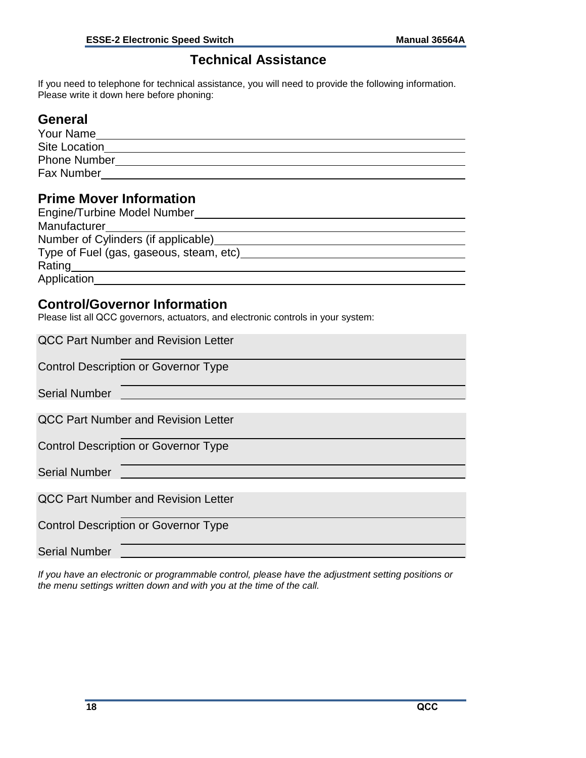# Technical Assistance

If you need to telephone for technical assistance, you will need to provide the following information. Please write it down here before phoning:

## General

Your Name\_\_\_\_\_\_\_\_\_\_\_\_\_\_\_\_\_\_\_\_\_\_\_\_\_\_\_\_\_\_\_\_\_\_\_\_\_\_\_\_

Site Location\_\_\_\_\_\_\_\_\_\_\_\_\_\_\_\_\_\_\_\_\_\_\_\_\_\_\_\_\_\_\_\_\_\_\_\_\_\_\_\_

Phone Number\_\_\_\_\_\_\_\_\_\_\_\_\_\_\_\_\_\_\_\_\_\_\_\_\_\_\_\_\_\_\_\_\_\_\_\_\_\_\_\_

Fax Number\_\_\_\_\_\_\_\_\_\_\_\_\_\_\_\_\_\_\_\_\_\_\_\_\_\_\_\_\_\_\_\_\_\_\_\_\_\_\_\_

## Prime Mover Information

Engine/Turbine Model Number\_\_\_\_\_\_\_\_\_\_\_\_\_\_\_\_\_\_\_\_\_\_\_\_\_\_\_\_\_\_\_\_

Manufacturer\_\_\_\_\_\_\_\_\_\_\_\_\_\_\_\_\_\_\_\_\_\_\_\_\_\_\_\_\_\_\_\_\_\_\_\_\_\_\_\_

Number of Cylinders (if applicable)\_\_\_\_\_\_\_\_\_\_\_\_\_\_\_\_\_\_\_\_\_\_\_\_\_\_\_\_

Type of Fuel (gas, gaseous, steam, etc)\_\_\_\_\_\_\_\_\_\_\_\_\_\_\_\_\_\_\_\_\_\_\_\_\_\_\_\_

Rating\_\_\_\_\_\_\_\_\_\_\_\_\_\_\_\_\_\_\_\_\_\_\_\_\_\_\_\_\_\_\_\_\_\_\_\_\_\_\_\_

Application\_\_\_\_\_\_\_\_\_\_\_\_\_\_\_\_\_\_\_\_\_\_\_\_\_\_\_\_\_\_\_\_\_\_\_\_\_\_\_\_

## Control/Governor Information

Please list all QCC governors, actuators, and electronic controls in your system:

QCC Part Number and Revision Letter\_\_\_\_\_\_\_\_\_\_\_\_\_\_\_\_\_\_\_\_\_\_\_\_\_\_\_\_

Control Description or Governor Type\_\_\_\_\_\_\_\_\_\_\_\_\_\_\_\_\_\_\_\_\_\_\_\_\_\_\_\_

Serial Number\_\_\_\_\_\_\_\_\_\_\_\_\_\_\_\_\_\_\_\_\_\_\_\_\_\_\_\_\_\_\_\_\_\_\_\_\_\_\_\_

QCC Part Number and Revision Letter\_\_\_\_\_\_\_\_\_\_\_\_\_\_\_\_\_\_\_\_\_\_\_\_\_\_\_\_

Control Description or Governor Type\_\_\_\_\_\_\_\_\_\_\_\_\_\_\_\_\_\_\_\_\_\_\_\_\_\_\_\_

Serial Number\_\_\_\_\_\_\_\_\_\_\_\_\_\_\_\_\_\_\_\_\_\_\_\_\_\_\_\_\_\_\_\_\_\_\_\_\_\_\_\_

QCC Part Number and Revision Letter\_\_\_\_\_\_\_\_\_\_\_\_\_\_\_\_\_\_\_\_\_\_\_\_\_\_\_\_

Control Description or Governor Type\_\_\_\_\_\_\_\_\_\_\_\_\_\_\_\_\_\_\_\_\_\_\_\_\_\_\_\_

Serial Number\_\_\_\_\_\_\_\_\_\_\_\_\_\_\_\_\_\_\_\_\_\_\_\_\_\_\_\_\_\_\_\_\_\_\_\_\_\_\_\_

*If you have an electronic or programmable control, please have the adjustment setting positions or the menu settings written down and with you at the time of the call.*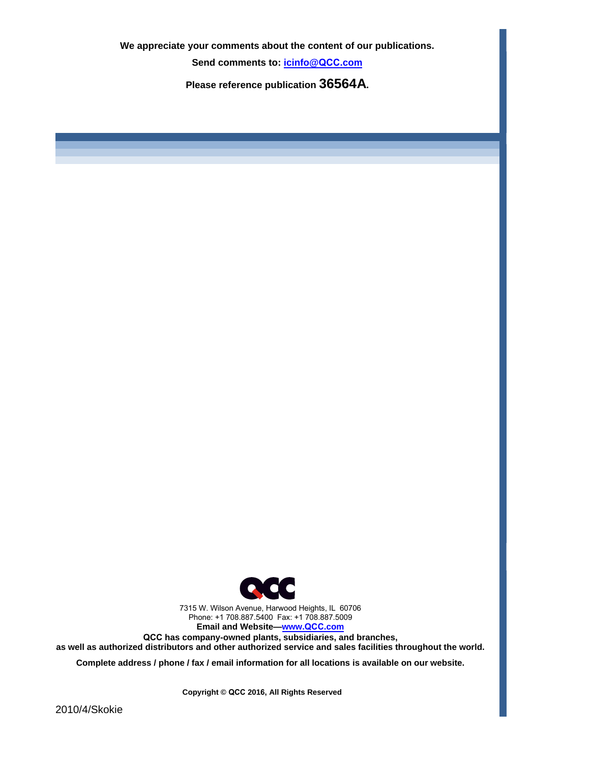**We appreciate your comments about the content of our publications.**

**Send comments to: icinfo@QCC.com**

**Please reference publication 36564A.**

7315 W. Wilson Avenue, Harwood Heights, IL 60706
Phone: +1 708.887.5400 Fax: +1 708.887.5009
**Email and Website—www.QCC.com**

**QCC has company-owned plants, subsidiaries, and branches,**
**as well as authorized distributors and other authorized service and sales facilities throughout the world.**

**Complete address / phone / fax / email information for all locations is available on our website.**

**Copyright © QCC 2016, All Rights Reserved**

2010/4/Skokie